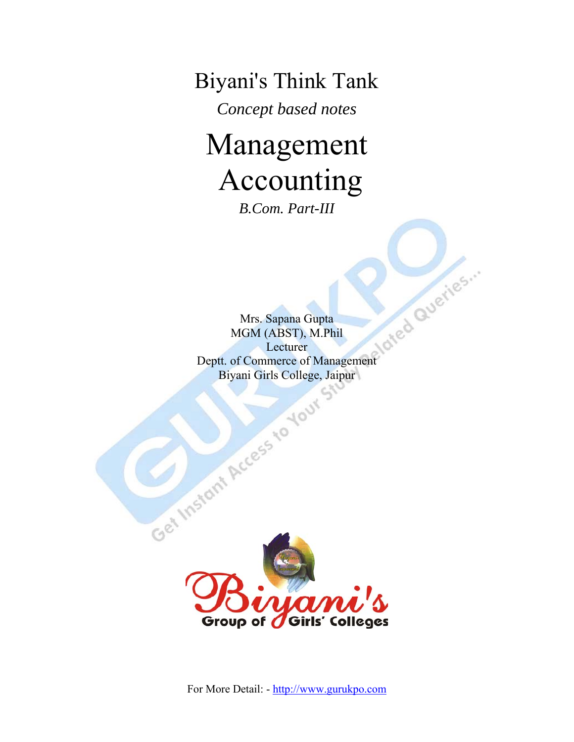# Biyani's Think Tank

*Concept based notes*

# Management Accounting

*B.Com. Part-III*

Mrs. Sapana Gupta
MGM (ABST), M.Phil
Lecturer
Deptt. of Commerce of Management
Biyani Girls College, Jaipur

Biyani's
Group of Girls' Colleges

For More Detail: - http://www.gurukpo.com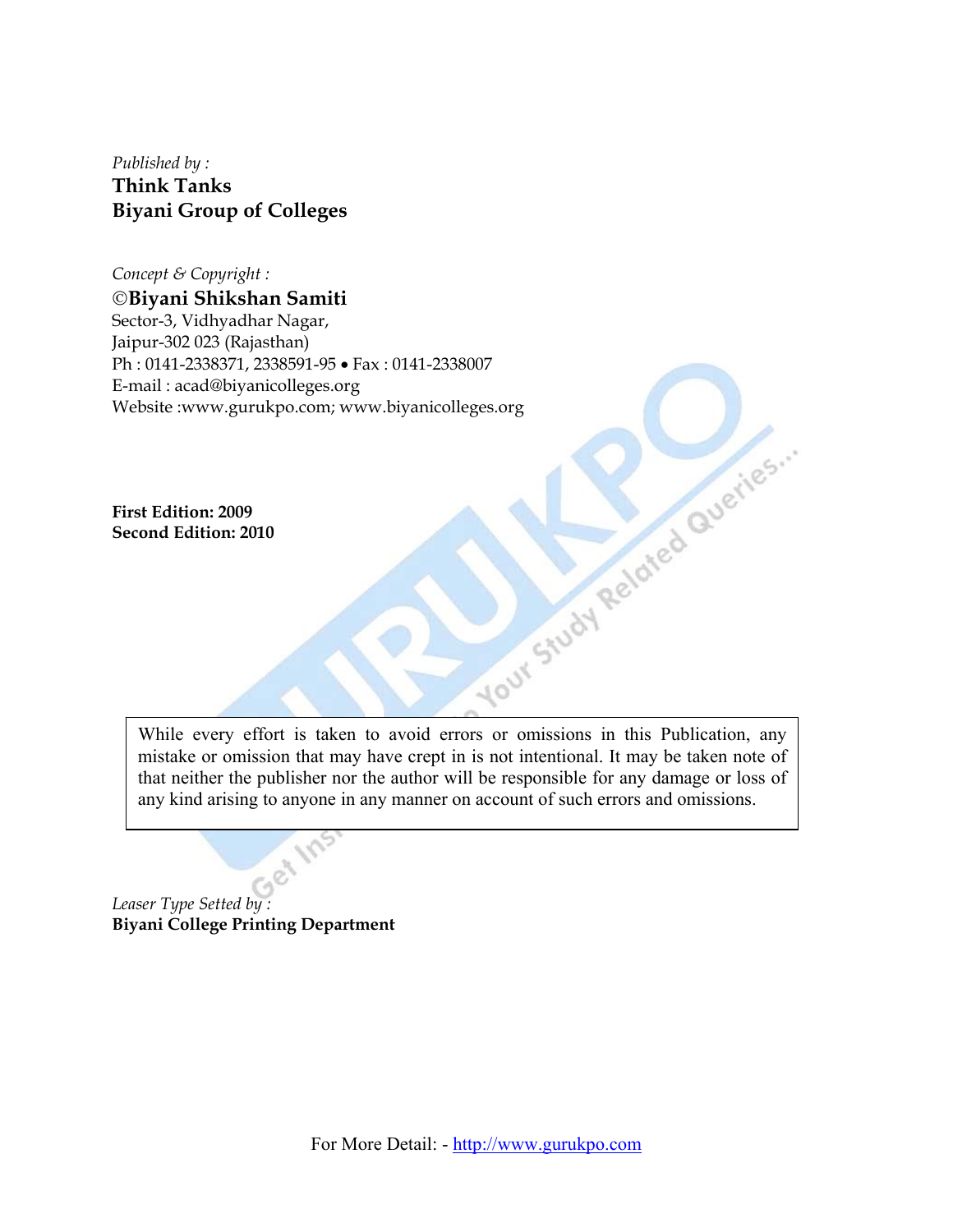*Published by :*

**Think Tanks**
**Biyani Group of Colleges**

*Concept & Copyright :*

**©Biyani Shikshan Samiti**
Sector-3, Vidhyadhar Nagar,
Jaipur-302 023 (Rajasthan)
Ph : 0141-2338371, 2338591-95 • Fax : 0141-2338007
E-mail : acad@biyanicolleges.org
Website :www.gurukpo.com; www.biyanicolleges.org

**First Edition: 2009**
**Second Edition: 2010**

> While every effort is taken to avoid errors or omissions in this Publication, any mistake or omission that may have crept in is not intentional. It may be taken note of that neither the publisher nor the author will be responsible for any damage or loss of any kind arising to anyone in any manner on account of such errors and omissions.

*Leaser Type Setted by :*
**Biyani College Printing Department**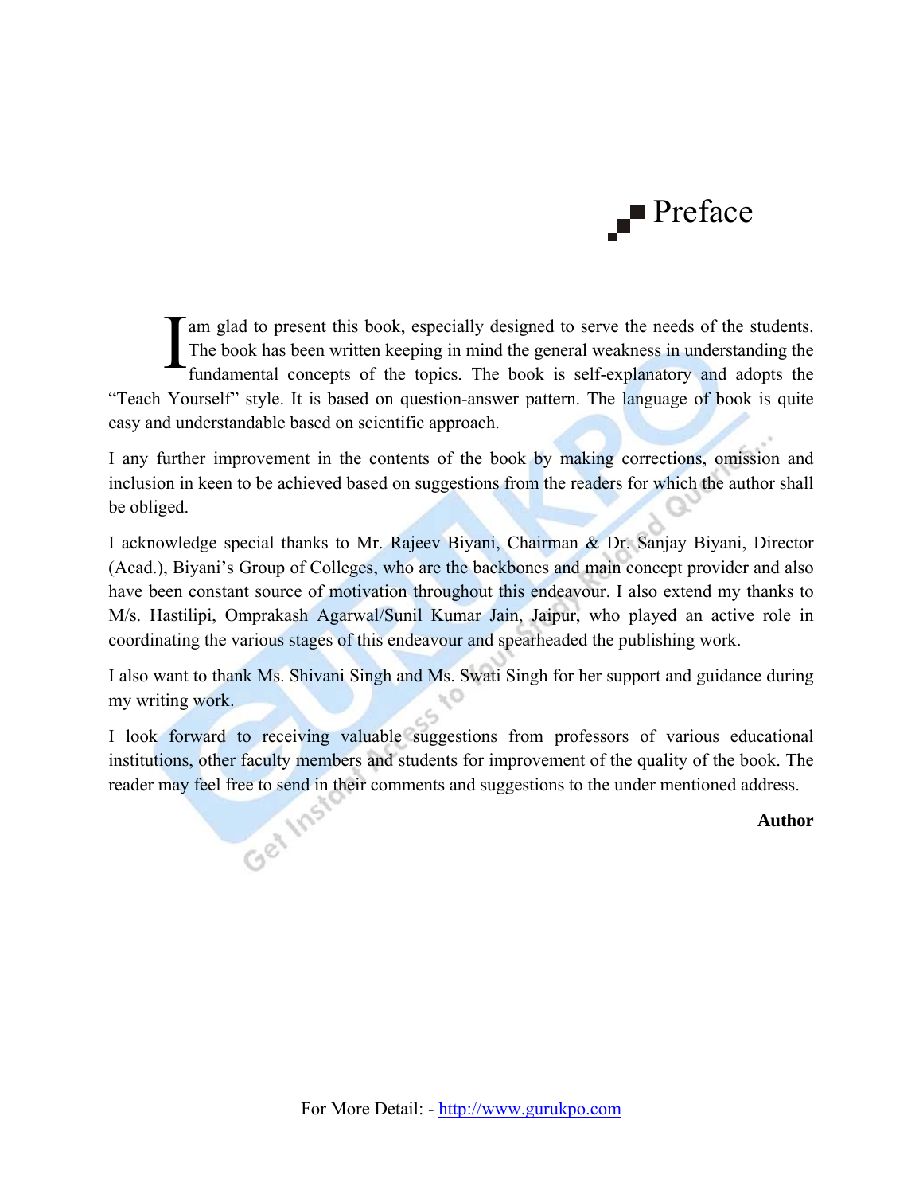# Preface

I am glad to present this book, especially designed to serve the needs of the students. The book has been written keeping in mind the general weakness in understanding the fundamental concepts of the topics. The book is self-explanatory and adopts the "Teach Yourself" style. It is based on question-answer pattern. The language of book is quite easy and understandable based on scientific approach.

I any further improvement in the contents of the book by making corrections, omission and inclusion in keen to be achieved based on suggestions from the readers for which the author shall be obliged.

I acknowledge special thanks to Mr. Rajeev Biyani, Chairman & Dr. Sanjay Biyani, Director (Acad.), Biyani's Group of Colleges, who are the backbones and main concept provider and also have been constant source of motivation throughout this endeavour. I also extend my thanks to M/s. Hastilipi, Omprakash Agarwal/Sunil Kumar Jain, Jaipur, who played an active role in coordinating the various stages of this endeavour and spearheaded the publishing work.

I also want to thank Ms. Shivani Singh and Ms. Swati Singh for her support and guidance during my writing work.

I look forward to receiving valuable suggestions from professors of various educational institutions, other faculty members and students for improvement of the quality of the book. The reader may feel free to send in their comments and suggestions to the under mentioned address.

**Author**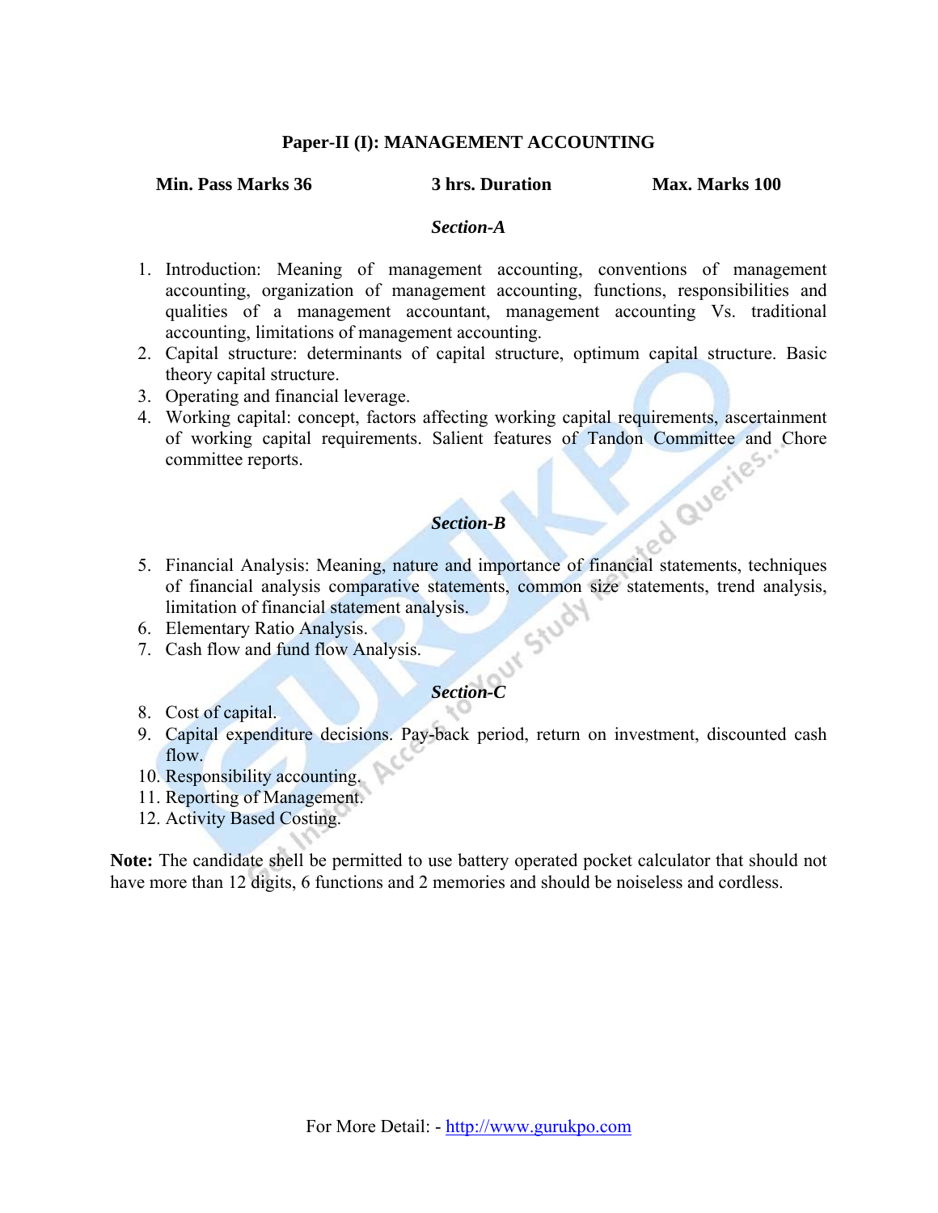**Paper-II (I): MANAGEMENT ACCOUNTING**

**Min. Pass Marks 36** **3 hrs. Duration** **Max. Marks 100**

***Section-A***

1. Introduction: Meaning of management accounting, conventions of management accounting, organization of management accounting, functions, responsibilities and qualities of a management accountant, management accounting Vs. traditional accounting, limitations of management accounting.
2. Capital structure: determinants of capital structure, optimum capital structure. Basic theory capital structure.
3. Operating and financial leverage.
4. Working capital: concept, factors affecting working capital requirements, ascertainment of working capital requirements. Salient features of Tandon Committee and Chore committee reports.

***Section-B***

5. Financial Analysis: Meaning, nature and importance of financial statements, techniques of financial analysis comparative statements, common size statements, trend analysis, limitation of financial statement analysis.
6. Elementary Ratio Analysis.
7. Cash flow and fund flow Analysis.

***Section-C***

8. Cost of capital.
9. Capital expenditure decisions. Pay-back period, return on investment, discounted cash flow.
10. Responsibility accounting.
11. Reporting of Management.
12. Activity Based Costing.

**Note:** The candidate shell be permitted to use battery operated pocket calculator that should not have more than 12 digits, 6 functions and 2 memories and should be noiseless and cordless.

For More Detail: - http://www.gurukpo.com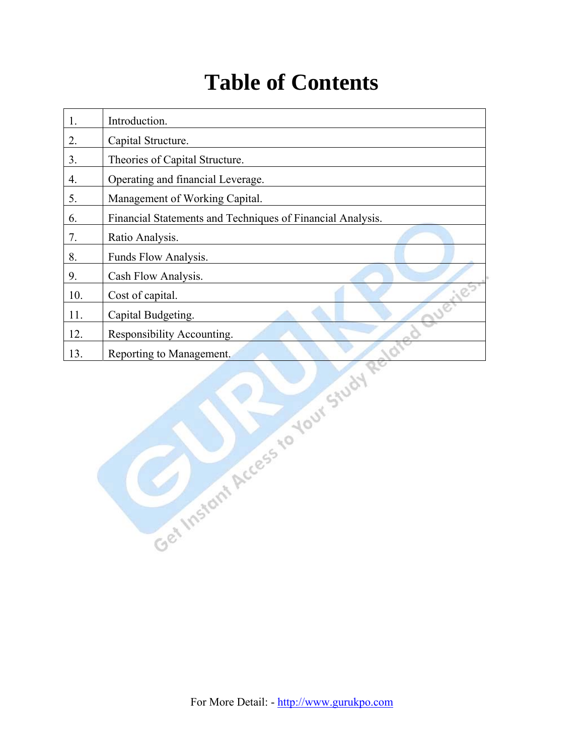# Table of Contents

| | |
|---|---|
| 1. | Introduction. |
| 2. | Capital Structure. |
| 3. | Theories of Capital Structure. |
| 4. | Operating and financial Leverage. |
| 5. | Management of Working Capital. |
| 6. | Financial Statements and Techniques of Financial Analysis. |
| 7. | Ratio Analysis. |
| 8. | Funds Flow Analysis. |
| 9. | Cash Flow Analysis. |
| 10. | Cost of capital. |
| 11. | Capital Budgeting. |
| 12. | Responsibility Accounting. |
| 13. | Reporting to Management. |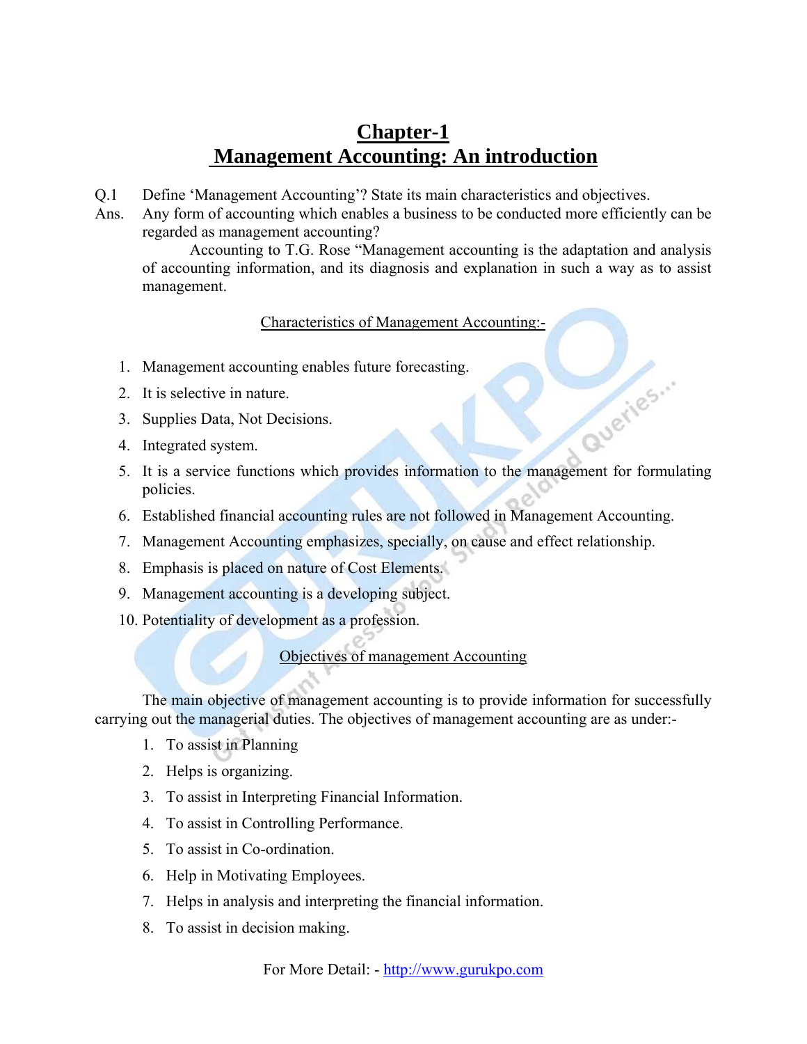# Chapter-1
# Management Accounting: An introduction

Q.1 Define 'Management Accounting'? State its main characteristics and objectives.

Ans. Any form of accounting which enables a business to be conducted more efficiently can be regarded as management accounting?

Accounting to T.G. Rose "Management accounting is the adaptation and analysis of accounting information, and its diagnosis and explanation in such a way as to assist management.

## Characteristics of Management Accounting:-

1. Management accounting enables future forecasting.
2. It is selective in nature.
3. Supplies Data, Not Decisions.
4. Integrated system.
5. It is a service functions which provides information to the management for formulating policies.
6. Established financial accounting rules are not followed in Management Accounting.
7. Management Accounting emphasizes, specially, on cause and effect relationship.
8. Emphasis is placed on nature of Cost Elements.
9. Management accounting is a developing subject.
10. Potentiality of development as a profession.

## Objectives of management Accounting

The main objective of management accounting is to provide information for successfully carrying out the managerial duties. The objectives of management accounting are as under:-

1. To assist in Planning
2. Helps is organizing.
3. To assist in Interpreting Financial Information.
4. To assist in Controlling Performance.
5. To assist in Co-ordination.
6. Help in Motivating Employees.
7. Helps in analysis and interpreting the financial information.
8. To assist in decision making.

For More Detail: - http://www.gurukpo.com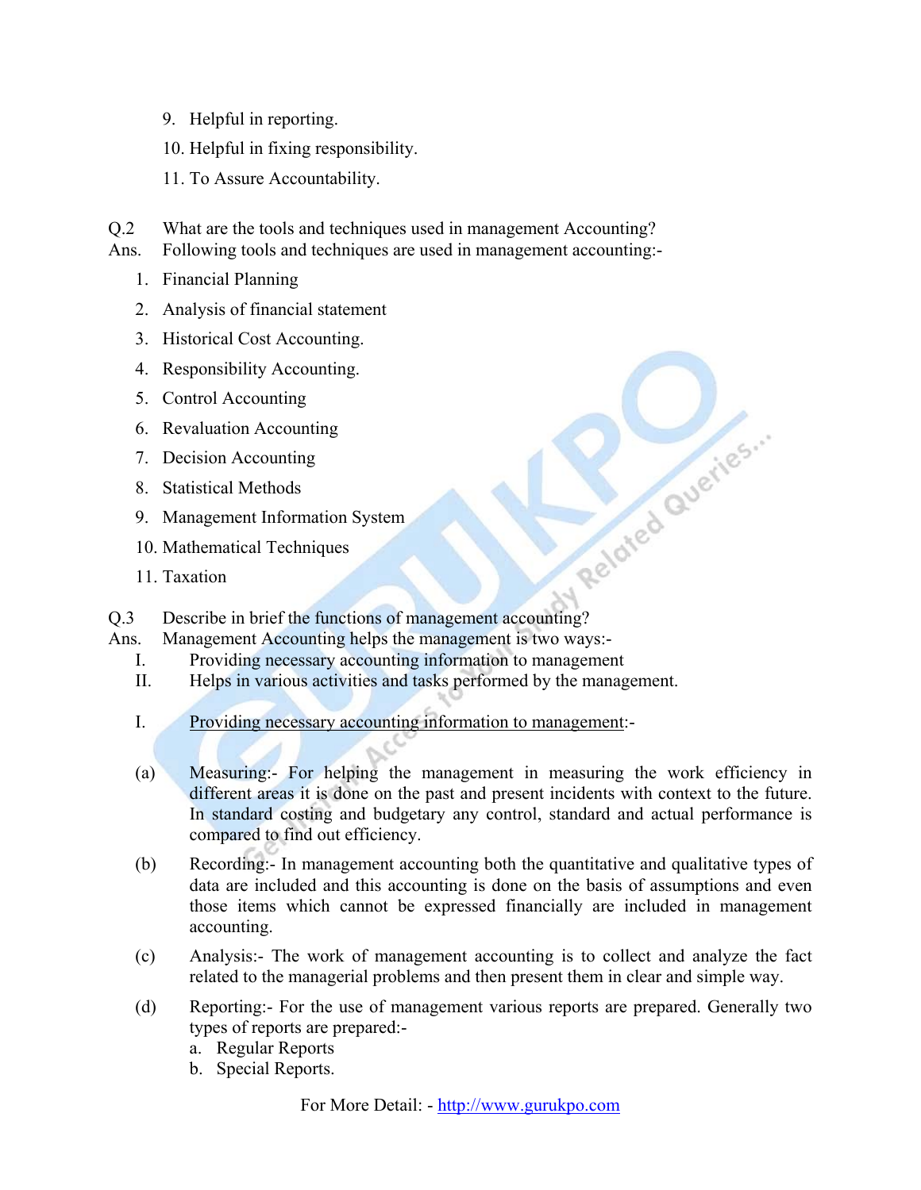9. Helpful in reporting.
10. Helpful in fixing responsibility.
11. To Assure Accountability.

Q.2 What are the tools and techniques used in management Accounting?

Ans. Following tools and techniques are used in management accounting:-

1. Financial Planning
2. Analysis of financial statement
3. Historical Cost Accounting.
4. Responsibility Accounting.
5. Control Accounting
6. Revaluation Accounting
7. Decision Accounting
8. Statistical Methods
9. Management Information System
10. Mathematical Techniques
11. Taxation

Q.3 Describe in brief the functions of management accounting?

Ans. Management Accounting helps the management is two ways:-

I. Providing necessary accounting information to management
II. Helps in various activities and tasks performed by the management.

I. Providing necessary accounting information to management:-

(a) Measuring:- For helping the management in measuring the work efficiency in different areas it is done on the past and present incidents with context to the future. In standard costing and budgetary any control, standard and actual performance is compared to find out efficiency.

(b) Recording:- In management accounting both the quantitative and qualitative types of data are included and this accounting is done on the basis of assumptions and even those items which cannot be expressed financially are included in management accounting.

(c) Analysis:- The work of management accounting is to collect and analyze the fact related to the managerial problems and then present them in clear and simple way.

(d) Reporting:- For the use of management various reports are prepared. Generally two types of reports are prepared:-

a. Regular Reports
b. Special Reports.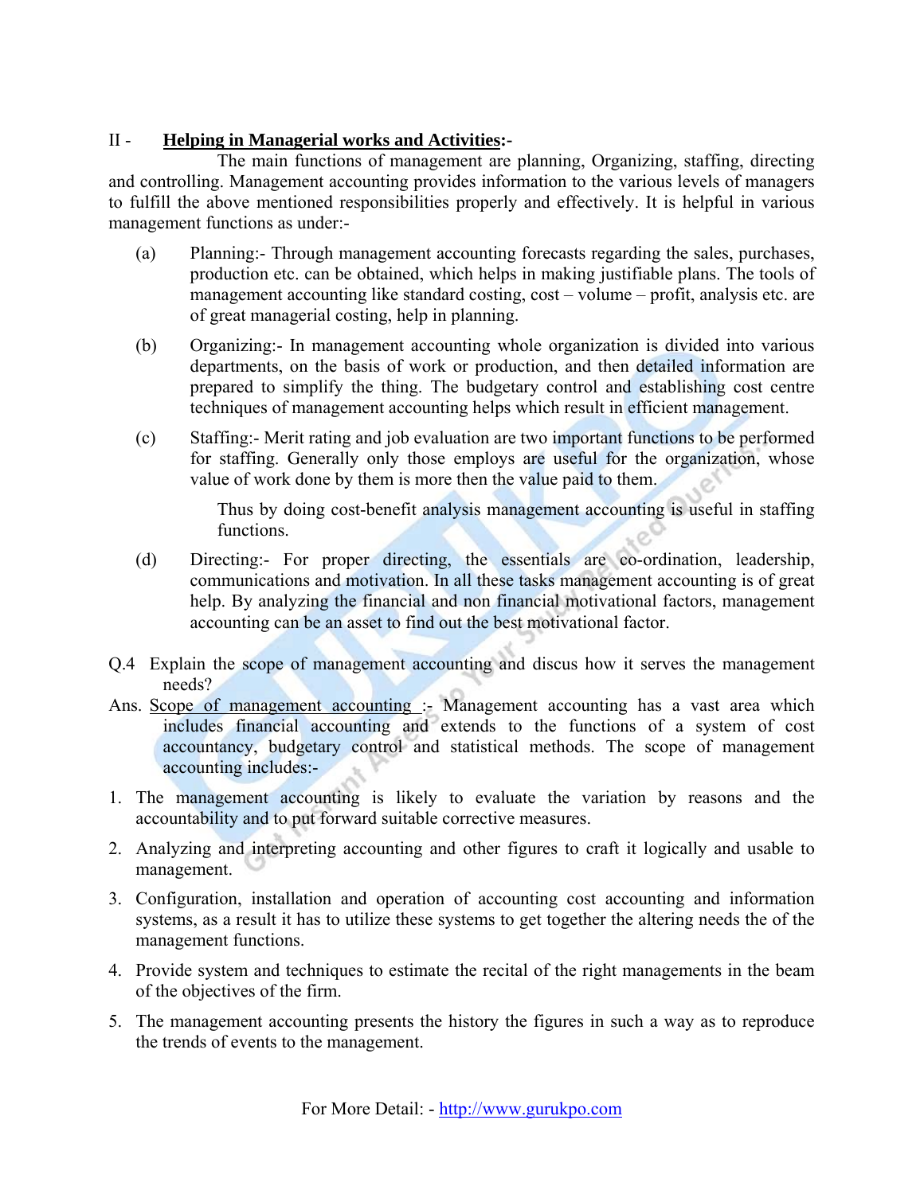II - **<u>Helping in Managerial works and Activities</u>:-**

The main functions of management are planning, Organizing, staffing, directing and controlling. Management accounting provides information to the various levels of managers to fulfill the above mentioned responsibilities properly and effectively. It is helpful in various management functions as under:-

(a) Planning:- Through management accounting forecasts regarding the sales, purchases, production etc. can be obtained, which helps in making justifiable plans. The tools of management accounting like standard costing, cost – volume – profit, analysis etc. are of great managerial costing, help in planning.

(b) Organizing:- In management accounting whole organization is divided into various departments, on the basis of work or production, and then detailed information are prepared to simplify the thing. The budgetary control and establishing cost centre techniques of management accounting helps which result in efficient management.

(c) Staffing:- Merit rating and job evaluation are two important functions to be performed for staffing. Generally only those employs are useful for the organization, whose value of work done by them is more then the value paid to them.

Thus by doing cost-benefit analysis management accounting is useful in staffing functions.

(d) Directing:- For proper directing, the essentials are co-ordination, leadership, communications and motivation. In all these tasks management accounting is of great help. By analyzing the financial and non financial motivational factors, management accounting can be an asset to find out the best motivational factor.

Q.4 Explain the scope of management accounting and discus how it serves the management needs?

Ans. <u>Scope of management accounting</u> :- Management accounting has a vast area which includes financial accounting and extends to the functions of a system of cost accountancy, budgetary control and statistical methods. The scope of management accounting includes:-

1. The management accounting is likely to evaluate the variation by reasons and the accountability and to put forward suitable corrective measures.
2. Analyzing and interpreting accounting and other figures to craft it logically and usable to management.
3. Configuration, installation and operation of accounting cost accounting and information systems, as a result it has to utilize these systems to get together the altering needs the of the management functions.
4. Provide system and techniques to estimate the recital of the right managements in the beam of the objectives of the firm.
5. The management accounting presents the history the figures in such a way as to reproduce the trends of events to the management.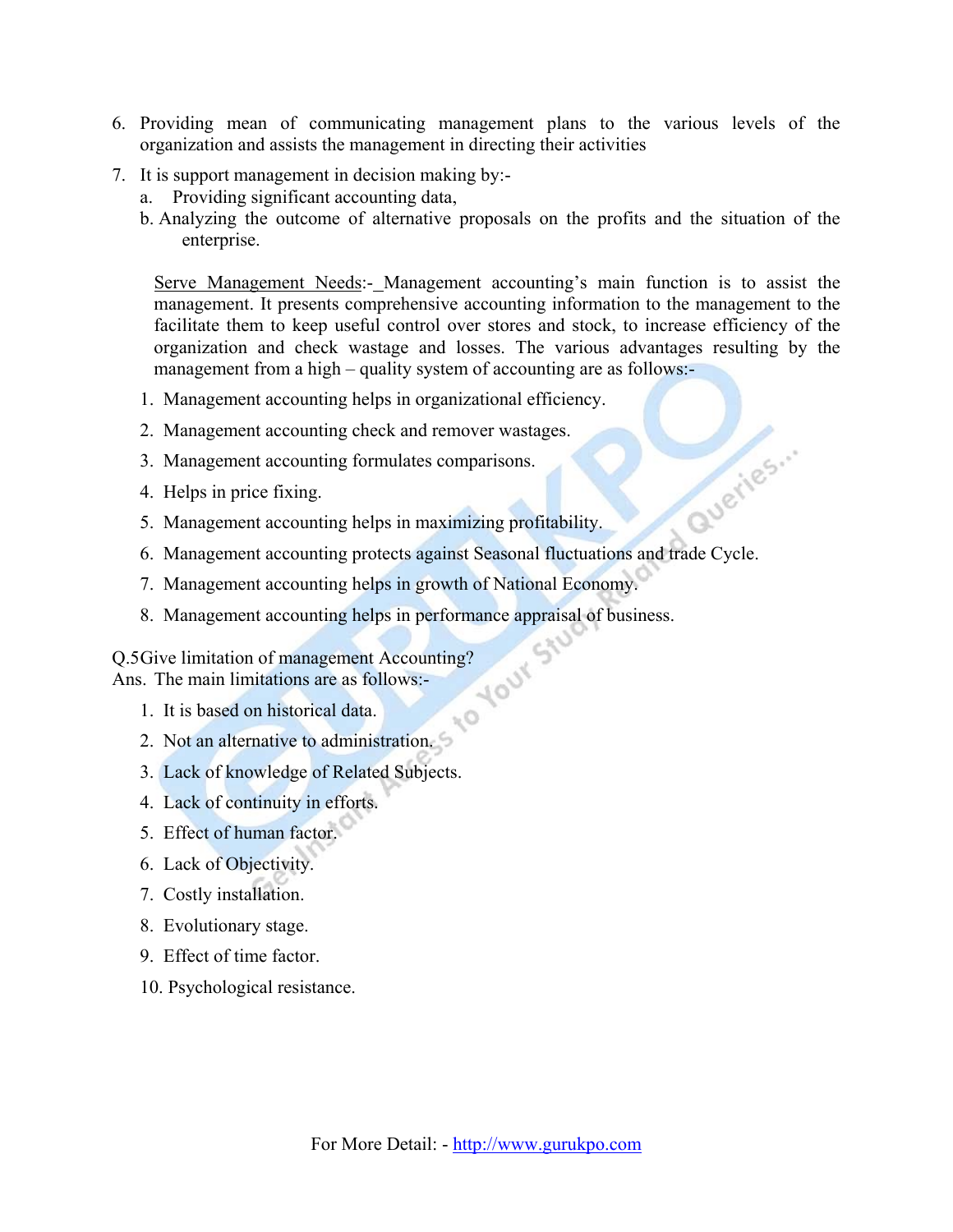6. Providing mean of communicating management plans to the various levels of the organization and assists the management in directing their activities

7. It is support management in decision making by:-
   a. Providing significant accounting data,
   b. Analyzing the outcome of alternative proposals on the profits and the situation of the enterprise.

<u>Serve Management Needs</u>:- Management accounting's main function is to assist the management. It presents comprehensive accounting information to the management to the facilitate them to keep useful control over stores and stock, to increase efficiency of the organization and check wastage and losses. The various advantages resulting by the management from a high – quality system of accounting are as follows:-

1. Management accounting helps in organizational efficiency.
2. Management accounting check and remover wastages.
3. Management accounting formulates comparisons.
4. Helps in price fixing.
5. Management accounting helps in maximizing profitability.
6. Management accounting protects against Seasonal fluctuations and trade Cycle.
7. Management accounting helps in growth of National Economy.
8. Management accounting helps in performance appraisal of business.

Q.5Give limitation of management Accounting?
Ans. The main limitations are as follows:-

1. It is based on historical data.
2. Not an alternative to administration.
3. Lack of knowledge of Related Subjects.
4. Lack of continuity in efforts.
5. Effect of human factor.
6. Lack of Objectivity.
7. Costly installation.
8. Evolutionary stage.
9. Effect of time factor.
10. Psychological resistance.

For More Detail: - http://www.gurukpo.com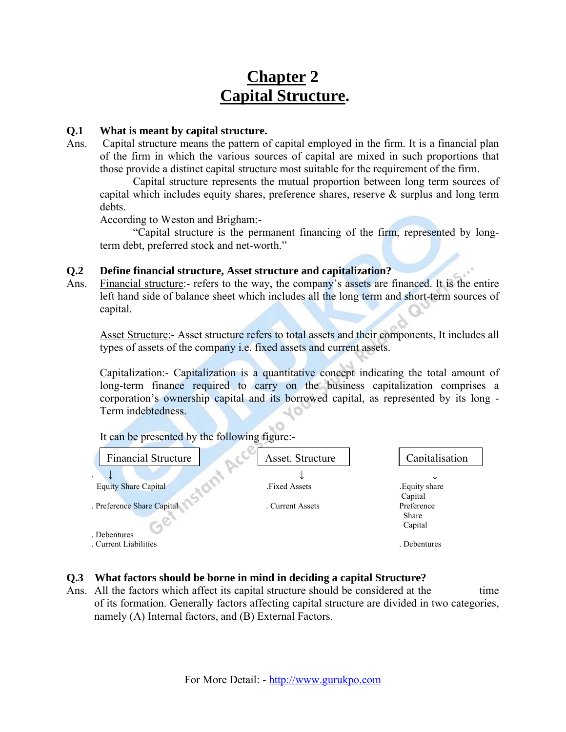# Chapter 2
# Capital Structure.

**Q.1 What is meant by capital structure.**

Ans. Capital structure means the pattern of capital employed in the firm. It is a financial plan of the firm in which the various sources of capital are mixed in such proportions that those provide a distinct capital structure most suitable for the requirement of the firm.

Capital structure represents the mutual proportion between long term sources of capital which includes equity shares, preference shares, reserve & surplus and long term debts.

According to Weston and Brigham:-

"Capital structure is the permanent financing of the firm, represented by long-term debt, preferred stock and net-worth."

**Q.2 Define financial structure, Asset structure and capitalization?**

Ans. Financial structure:- refers to the way, the company's assets are financed. It is the entire left hand side of balance sheet which includes all the long term and short-term sources of capital.

Asset Structure:- Asset structure refers to total assets and their components, It includes all types of assets of the company i.e. fixed assets and current assets.

Capitalization:- Capitalization is a quantitative concept indicating the total amount of long-term finance required to carry on the business capitalization comprises a corporation's ownership capital and its borrowed capital, as represented by its long - Term indebtedness.

It can be presented by the following figure:-

| Financial Structure | Asset. Structure | Capitalisation |
|---|---|---|
| ↓ | ↓ | ↓ |
| Equity Share Capital | .Fixed Assets | .Equity share Capital |
| . Preference Share Capital | . Current Assets | Preference Share Capital |
| . Debentures | | |
| . Current Liabilities | | . Debentures |

**Q.3 What factors should be borne in mind in deciding a capital Structure?**

Ans. All the factors which affect its capital structure should be considered at the time of its formation. Generally factors affecting capital structure are divided in two categories, namely (A) Internal factors, and (B) External Factors.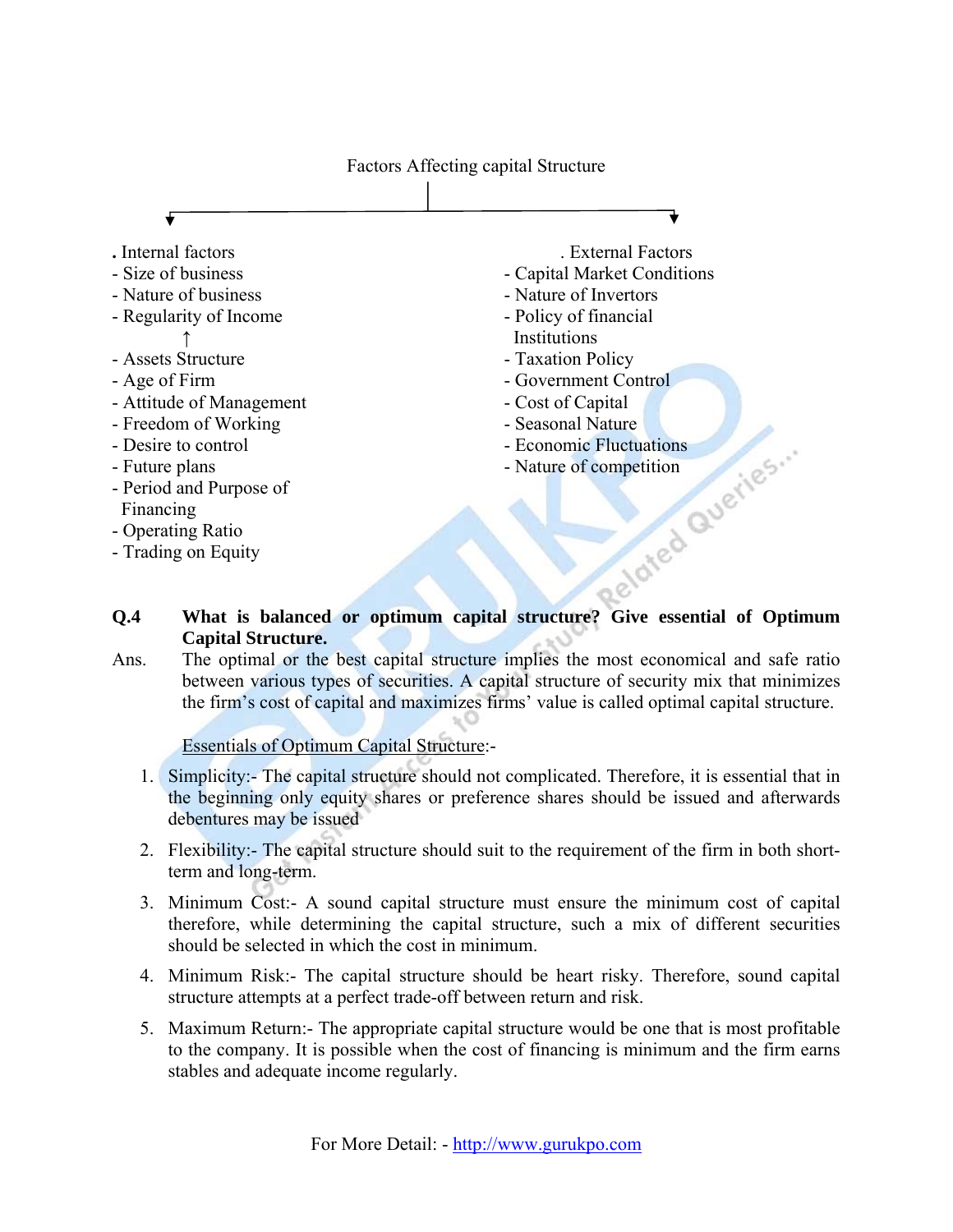Factors Affecting capital Structure

| Internal factors | External Factors |
|---|---|
| - Size of business | - Capital Market Conditions |
| - Nature of business | - Nature of Invertors |
| - Regularity of Income | - Policy of financial Institutions |
| - Assets Structure | - Taxation Policy |
| - Age of Firm | - Government Control |
| - Attitude of Management | - Cost of Capital |
| - Freedom of Working | - Seasonal Nature |
| - Desire to control | - Economic Fluctuations |
| - Future plans | - Nature of competition |
| - Period and Purpose of Financing | |
| - Operating Ratio | |
| - Trading on Equity | |

**Q.4 What is balanced or optimum capital structure? Give essential of Optimum Capital Structure.**

Ans. The optimal or the best capital structure implies the most economical and safe ratio between various types of securities. A capital structure of security mix that minimizes the firm's cost of capital and maximizes firms' value is called optimal capital structure.

Essentials of Optimum Capital Structure:-

1. Simplicity:- The capital structure should not complicated. Therefore, it is essential that in the beginning only equity shares or preference shares should be issued and afterwards debentures may be issued
2. Flexibility:- The capital structure should suit to the requirement of the firm in both short-term and long-term.
3. Minimum Cost:- A sound capital structure must ensure the minimum cost of capital therefore, while determining the capital structure, such a mix of different securities should be selected in which the cost in minimum.
4. Minimum Risk:- The capital structure should be heart risky. Therefore, sound capital structure attempts at a perfect trade-off between return and risk.
5. Maximum Return:- The appropriate capital structure would be one that is most profitable to the company. It is possible when the cost of financing is minimum and the firm earns stables and adequate income regularly.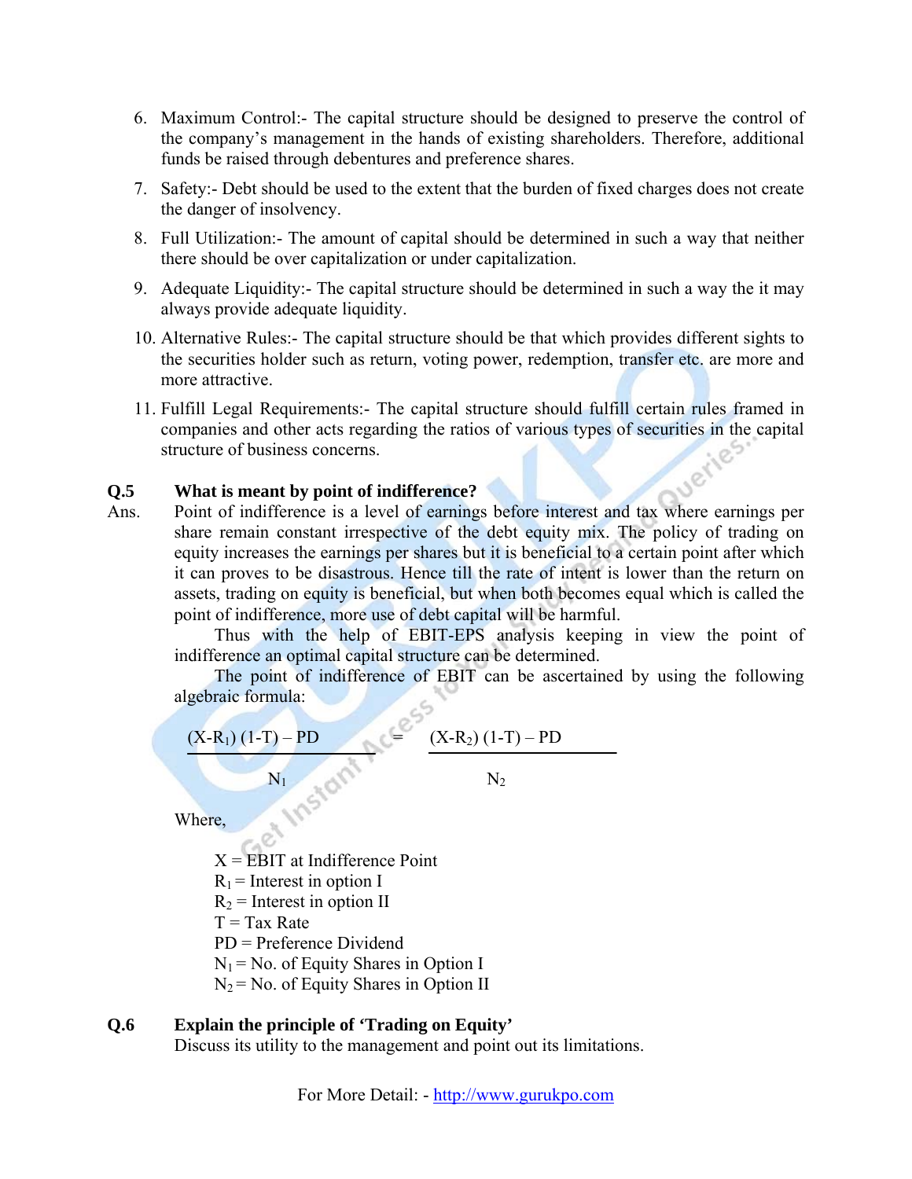6. Maximum Control:- The capital structure should be designed to preserve the control of the company's management in the hands of existing shareholders. Therefore, additional funds be raised through debentures and preference shares.
7. Safety:- Debt should be used to the extent that the burden of fixed charges does not create the danger of insolvency.
8. Full Utilization:- The amount of capital should be determined in such a way that neither there should be over capitalization or under capitalization.
9. Adequate Liquidity:- The capital structure should be determined in such a way the it may always provide adequate liquidity.
10. Alternative Rules:- The capital structure should be that which provides different sights to the securities holder such as return, voting power, redemption, transfer etc. are more and more attractive.
11. Fulfill Legal Requirements:- The capital structure should fulfill certain rules framed in companies and other acts regarding the ratios of various types of securities in the capital structure of business concerns.

**Q.5 What is meant by point of indifference?**

Ans. Point of indifference is a level of earnings before interest and tax where earnings per share remain constant irrespective of the debt equity mix. The policy of trading on equity increases the earnings per shares but it is beneficial to a certain point after which it can proves to be disastrous. Hence till the rate of intent is lower than the return on assets, trading on equity is beneficial, but when both becomes equal which is called the point of indifference, more use of debt capital will be harmful.

Thus with the help of EBIT-EPS analysis keeping in view the point of indifference an optimal capital structure can be determined.

The point of indifference of EBIT can be ascertained by using the following algebraic formula:

$$\frac{(X-R_1)(1-T) - PD}{N_1} = \frac{(X-R_2)(1-T) - PD}{N_2}$$

Where,

$X$ = EBIT at Indifference Point
$R_1$ = Interest in option I
$R_2$ = Interest in option II
$T$ = Tax Rate
$PD$ = Preference Dividend
$N_1$ = No. of Equity Shares in Option I
$N_2$ = No. of Equity Shares in Option II

**Q.6 Explain the principle of 'Trading on Equity'**

Discuss its utility to the management and point out its limitations.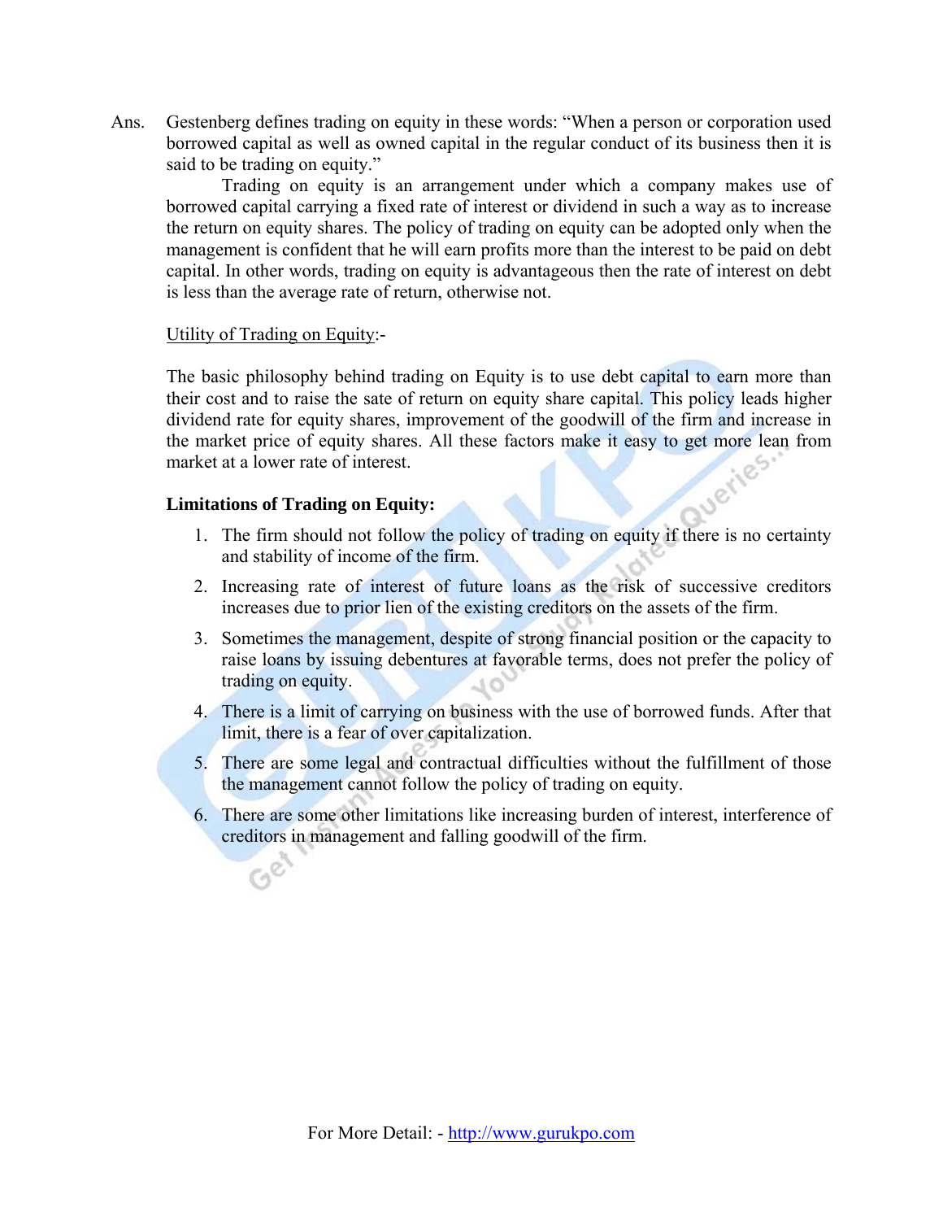Ans. Gestenberg defines trading on equity in these words: "When a person or corporation used borrowed capital as well as owned capital in the regular conduct of its business then it is said to be trading on equity."

Trading on equity is an arrangement under which a company makes use of borrowed capital carrying a fixed rate of interest or dividend in such a way as to increase the return on equity shares. The policy of trading on equity can be adopted only when the management is confident that he will earn profits more than the interest to be paid on debt capital. In other words, trading on equity is advantageous then the rate of interest on debt is less than the average rate of return, otherwise not.

Utility of Trading on Equity:-

The basic philosophy behind trading on Equity is to use debt capital to earn more than their cost and to raise the sate of return on equity share capital. This policy leads higher dividend rate for equity shares, improvement of the goodwill of the firm and increase in the market price of equity shares. All these factors make it easy to get more lean from market at a lower rate of interest.

**Limitations of Trading on Equity:**

1. The firm should not follow the policy of trading on equity if there is no certainty and stability of income of the firm.
2. Increasing rate of interest of future loans as the risk of successive creditors increases due to prior lien of the existing creditors on the assets of the firm.
3. Sometimes the management, despite of strong financial position or the capacity to raise loans by issuing debentures at favorable terms, does not prefer the policy of trading on equity.
4. There is a limit of carrying on business with the use of borrowed funds. After that limit, there is a fear of over capitalization.
5. There are some legal and contractual difficulties without the fulfillment of those the management cannot follow the policy of trading on equity.
6. There are some other limitations like increasing burden of interest, interference of creditors in management and falling goodwill of the firm.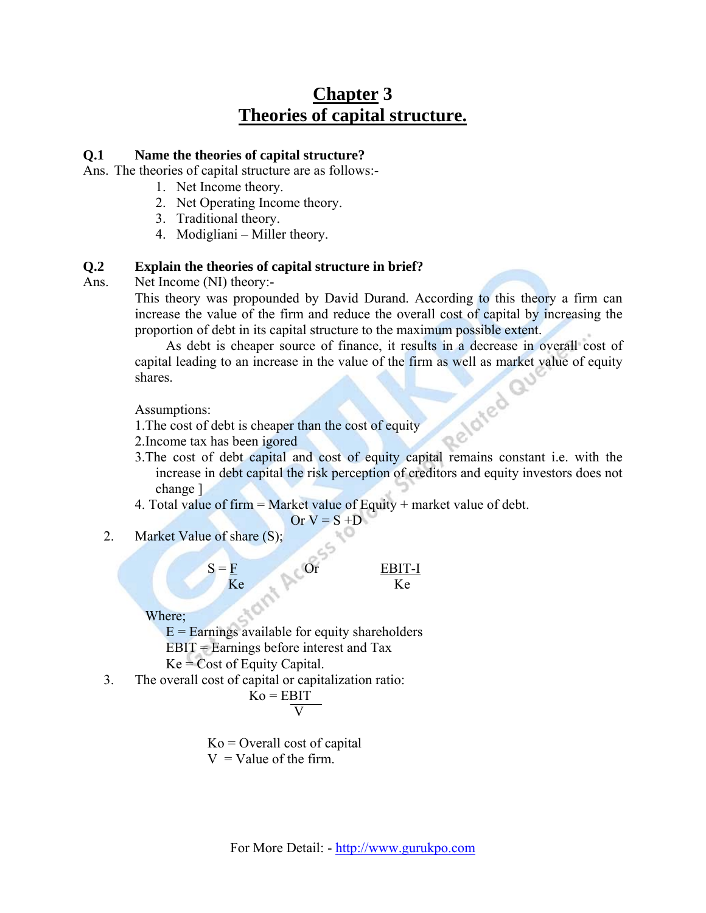# Chapter 3
# Theories of capital structure.

**Q.1 Name the theories of capital structure?**

Ans. The theories of capital structure are as follows:-

1. Net Income theory.
2. Net Operating Income theory.
3. Traditional theory.
4. Modigliani – Miller theory.

**Q.2 Explain the theories of capital structure in brief?**

Ans. Net Income (NI) theory:-

This theory was propounded by David Durand. According to this theory a firm can increase the value of the firm and reduce the overall cost of capital by increasing the proportion of debt in its capital structure to the maximum possible extent.

As debt is cheaper source of finance, it results in a decrease in overall cost of capital leading to an increase in the value of the firm as well as market value of equity shares.

Assumptions:

1. The cost of debt is cheaper than the cost of equity
2. Income tax has been igored
3. The cost of debt capital and cost of equity capital remains constant i.e. with the increase in debt capital the risk perception of creditors and equity investors does not change ]
4. Total value of firm = Market value of Equity + market value of debt.

$$\text{Or } V = S + D$$

2. Market Value of share (S);

$$S = \frac{F}{Ke} \quad \text{Or} \quad \frac{EBIT-I}{Ke}$$

Where;

E = Earnings available for equity shareholders

EBIT = Earnings before interest and Tax

Ke = Cost of Equity Capital.

3. The overall cost of capital or capitalization ratio:

$$Ko = \frac{EBIT}{V}$$

Ko = Overall cost of capital

V = Value of the firm.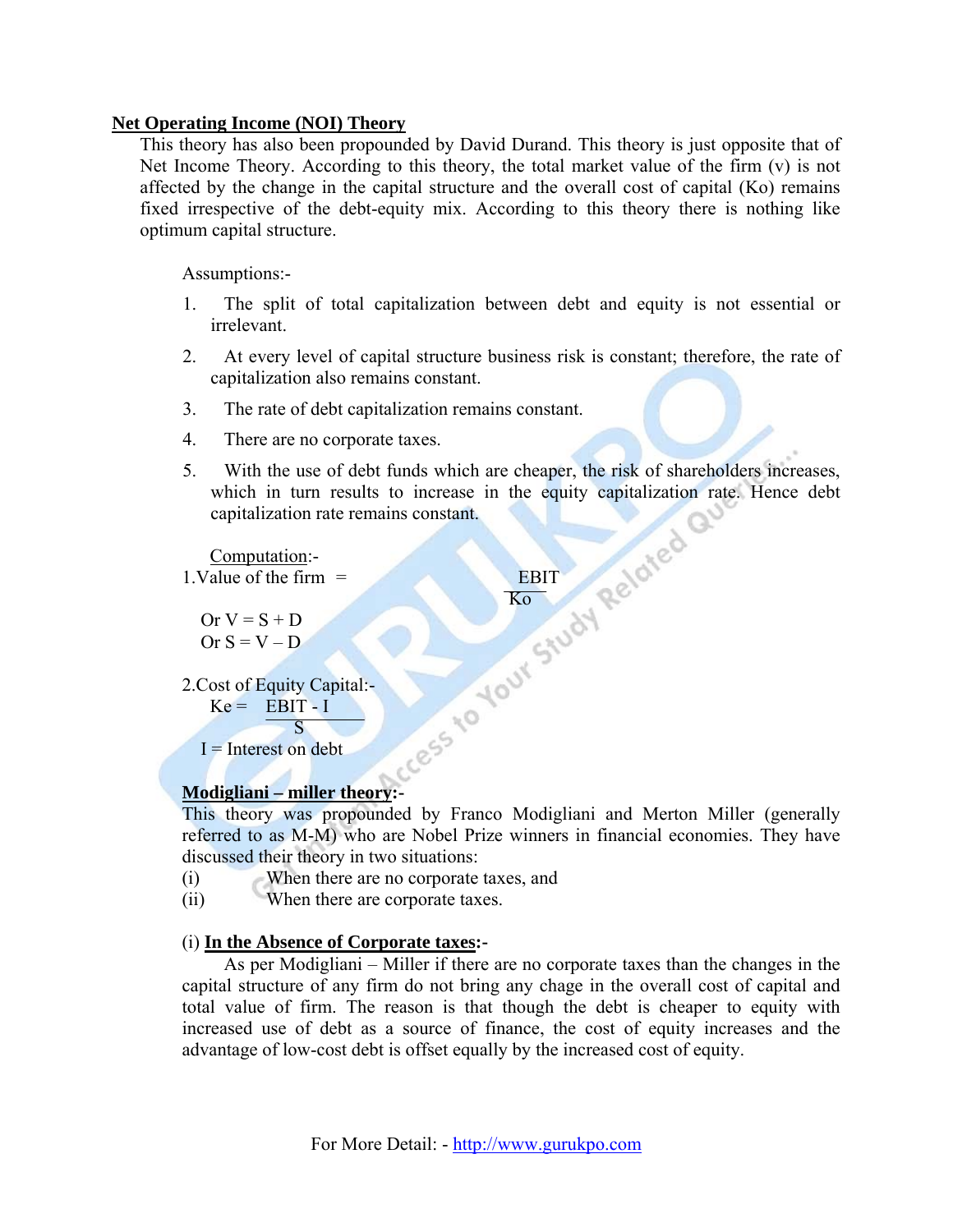**Net Operating Income (NOI) Theory**

This theory has also been propounded by David Durand. This theory is just opposite that of Net Income Theory. According to this theory, the total market value of the firm (v) is not affected by the change in the capital structure and the overall cost of capital (Ko) remains fixed irrespective of the debt-equity mix. According to this theory there is nothing like optimum capital structure.

Assumptions:-

1. The split of total capitalization between debt and equity is not essential or irrelevant.
2. At every level of capital structure business risk is constant; therefore, the rate of capitalization also remains constant.
3. The rate of debt capitalization remains constant.
4. There are no corporate taxes.
5. With the use of debt funds which are cheaper, the risk of shareholders increases, which in turn results to increase in the equity capitalization rate. Hence debt capitalization rate remains constant.

Computation:-

1. Value of the firm = $\frac{EBIT}{Ko}$

Or $V = S + D$

Or $S = V – D$

2. Cost of Equity Capital:-

$$Ke = \frac{EBIT - I}{S}$$

I = Interest on debt

**Modigliani – miller theory:-**

This theory was propounded by Franco Modigliani and Merton Miller (generally referred to as M-M) who are Nobel Prize winners in financial economies. They have discussed their theory in two situations:

(i) When there are no corporate taxes, and

(ii) When there are corporate taxes.

(i) **In the Absence of Corporate taxes:-**

As per Modigliani – Miller if there are no corporate taxes than the changes in the capital structure of any firm do not bring any chage in the overall cost of capital and total value of firm. The reason is that though the debt is cheaper to equity with increased use of debt as a source of finance, the cost of equity increases and the advantage of low-cost debt is offset equally by the increased cost of equity.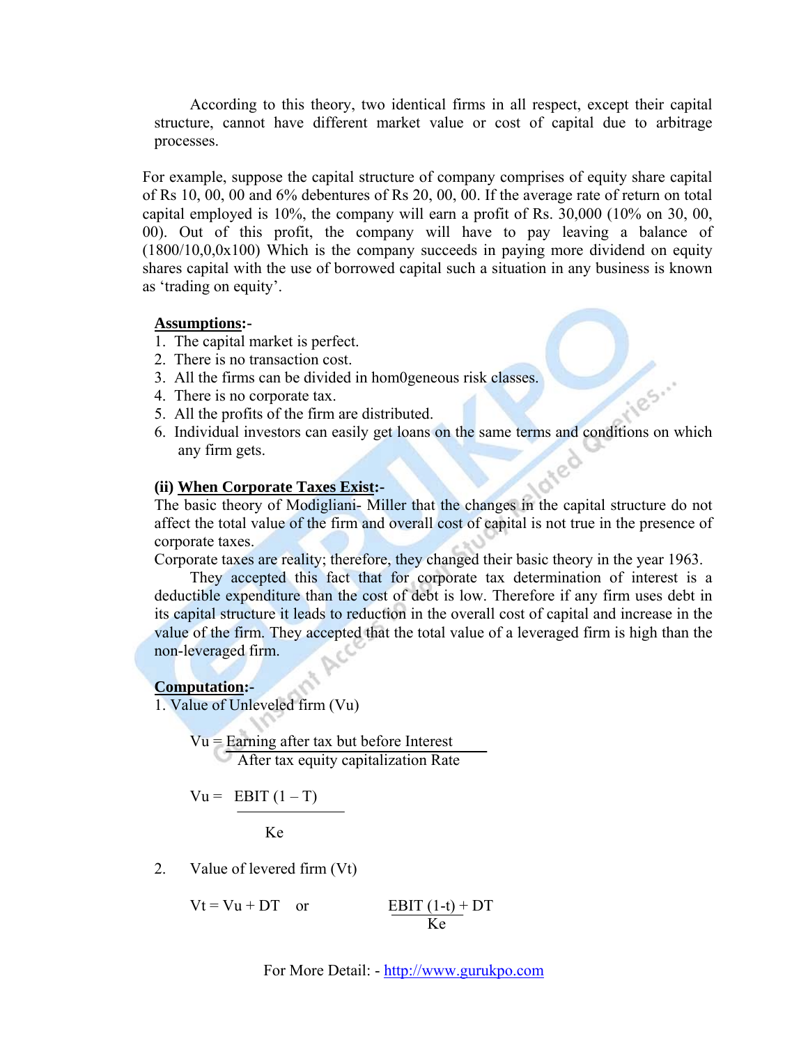According to this theory, two identical firms in all respect, except their capital structure, cannot have different market value or cost of capital due to arbitrage processes.

For example, suppose the capital structure of company comprises of equity share capital of Rs 10, 00, 00 and 6% debentures of Rs 20, 00, 00. If the average rate of return on total capital employed is 10%, the company will earn a profit of Rs. 30,000 (10% on 30, 00, 00). Out of this profit, the company will have to pay leaving a balance of (1800/10,0,0x100) Which is the company succeeds in paying more dividend on equity shares capital with the use of borrowed capital such a situation in any business is known as 'trading on equity'.

**Assumptions:-**

1. The capital market is perfect.
2. There is no transaction cost.
3. All the firms can be divided in hom0geneous risk classes.
4. There is no corporate tax.
5. All the profits of the firm are distributed.
6. Individual investors can easily get loans on the same terms and conditions on which any firm gets.

**(ii) When Corporate Taxes Exist:-**

The basic theory of Modigliani- Miller that the changes in the capital structure do not affect the total value of the firm and overall cost of capital is not true in the presence of corporate taxes.

Corporate taxes are reality; therefore, they changed their basic theory in the year 1963.

They accepted this fact that for corporate tax determination of interest is a deductible expenditure than the cost of debt is low. Therefore if any firm uses debt in its capital structure it leads to reduction in the overall cost of capital and increase in the value of the firm. They accepted that the total value of a leveraged firm is high than the non-leveraged firm.

**Computation:-**

1. Value of Unleveled firm (Vu)

$$Vu = \frac{\text{Earning after tax but before Interest}}{\text{After tax equity capitalization Rate}}$$

$$Vu = \frac{EBIT\ (1 - T)}{Ke}$$

2. Value of levered firm (Vt)

$$Vt = Vu + DT \quad \text{or} \quad \frac{EBIT\ (1-t)}{Ke} + DT$$

For More Detail: - http://www.gurukpo.com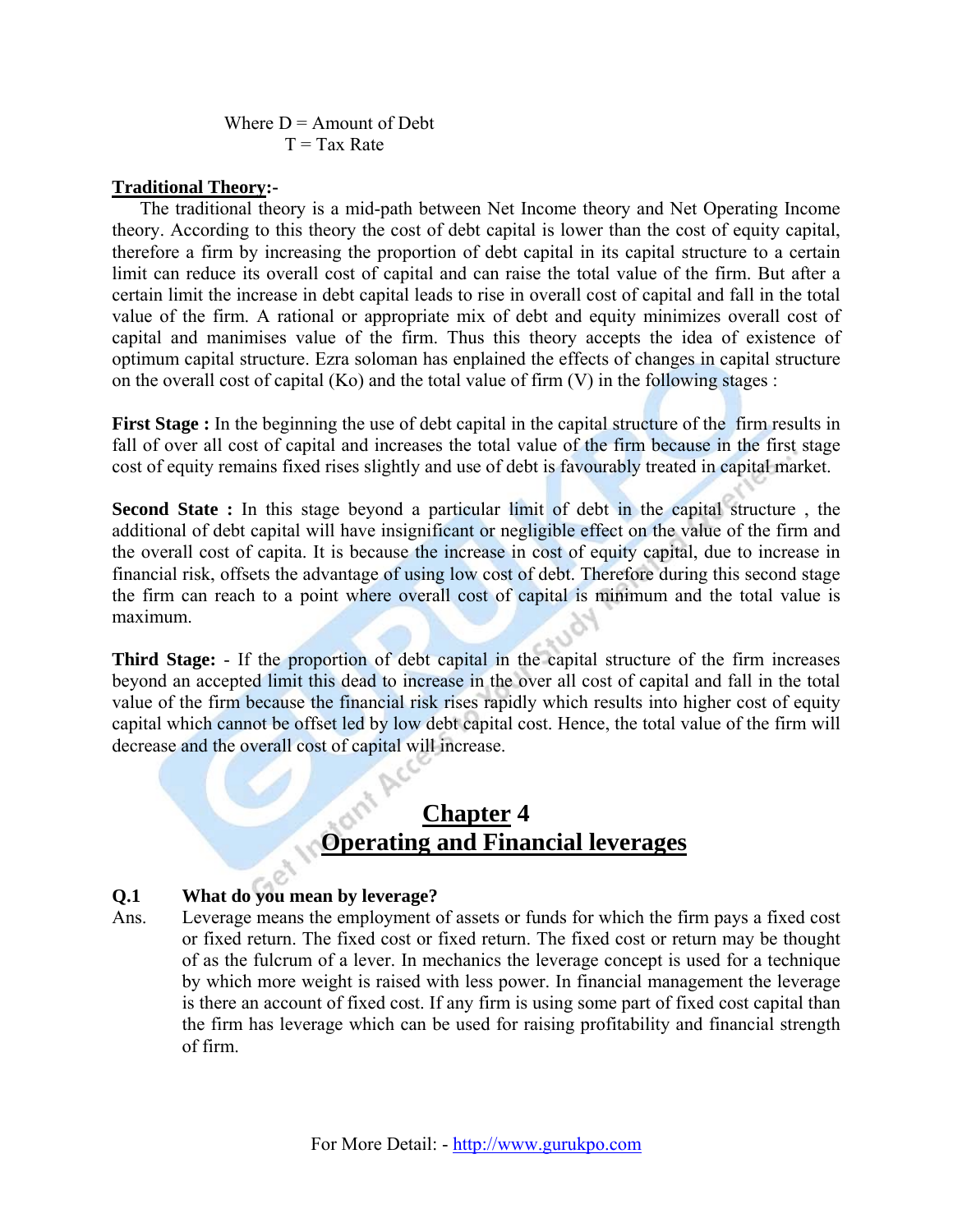Where D = Amount of Debt
T = Tax Rate

**Traditional Theory:-**

The traditional theory is a mid-path between Net Income theory and Net Operating Income theory. According to this theory the cost of debt capital is lower than the cost of equity capital, therefore a firm by increasing the proportion of debt capital in its capital structure to a certain limit can reduce its overall cost of capital and can raise the total value of the firm. But after a certain limit the increase in debt capital leads to rise in overall cost of capital and fall in the total value of the firm. A rational or appropriate mix of debt and equity minimizes overall cost of capital and manimises value of the firm. Thus this theory accepts the idea of existence of optimum capital structure. Ezra soloman has enplained the effects of changes in capital structure on the overall cost of capital (Ko) and the total value of firm (V) in the following stages :

**First Stage :** In the beginning the use of debt capital in the capital structure of the firm results in fall of over all cost of capital and increases the total value of the firm because in the first stage cost of equity remains fixed rises slightly and use of debt is favourably treated in capital market.

**Second State :** In this stage beyond a particular limit of debt in the capital structure , the additional of debt capital will have insignificant or negligible effect on the value of the firm and the overall cost of capita. It is because the increase in cost of equity capital, due to increase in financial risk, offsets the advantage of using low cost of debt. Therefore during this second stage the firm can reach to a point where overall cost of capital is minimum and the total value is maximum.

**Third Stage:** - If the proportion of debt capital in the capital structure of the firm increases beyond an accepted limit this dead to increase in the over all cost of capital and fall in the total value of the firm because the financial risk rises rapidly which results into higher cost of equity capital which cannot be offset led by low debt capital cost. Hence, the total value of the firm will decrease and the overall cost of capital will increase.

# Chapter 4
# Operating and Financial leverages

**Q.1 What do you mean by leverage?**

Ans. Leverage means the employment of assets or funds for which the firm pays a fixed cost or fixed return. The fixed cost or fixed return. The fixed cost or return may be thought of as the fulcrum of a lever. In mechanics the leverage concept is used for a technique by which more weight is raised with less power. In financial management the leverage is there an account of fixed cost. If any firm is using some part of fixed cost capital than the firm has leverage which can be used for raising profitability and financial strength of firm.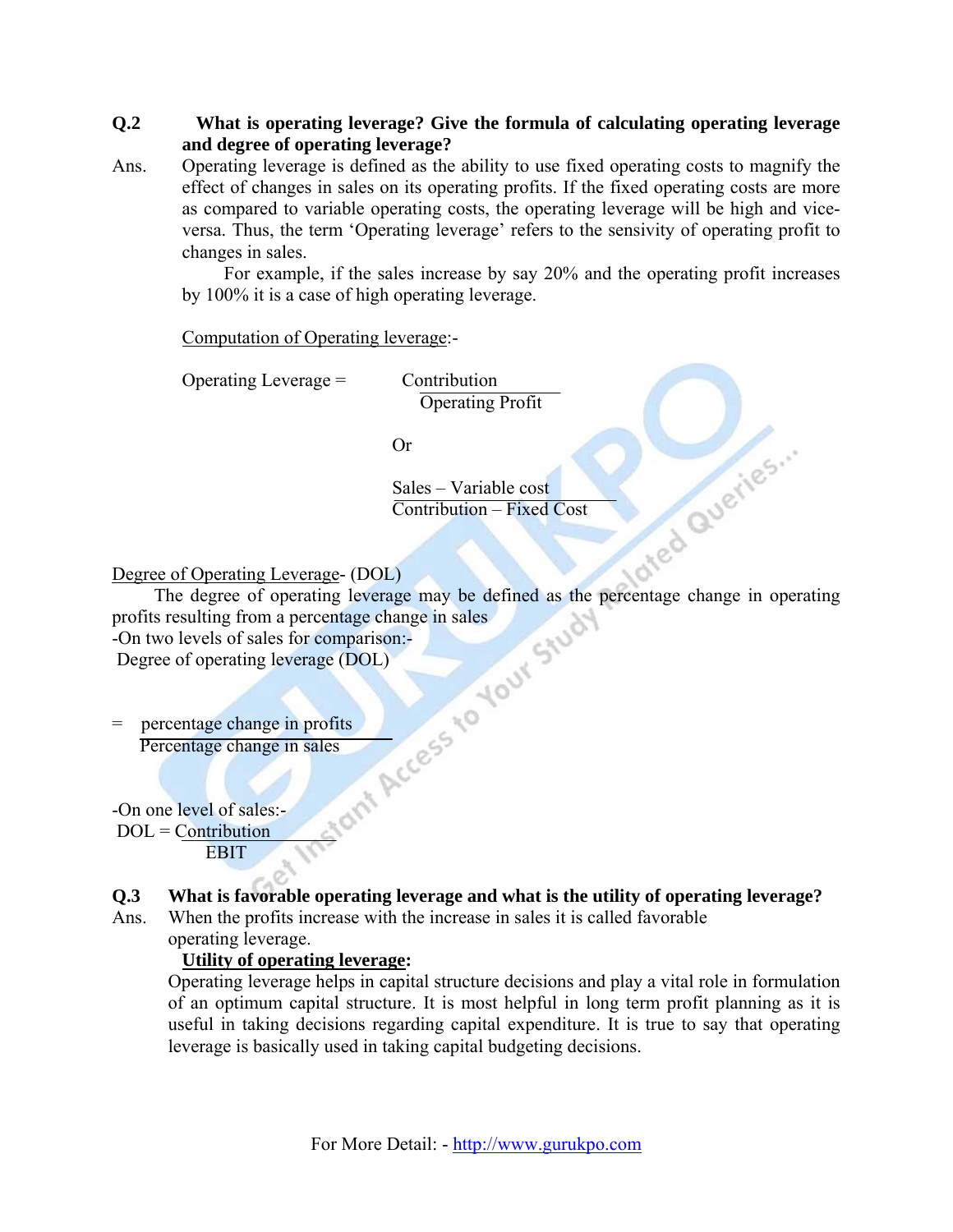**Q.2 What is operating leverage? Give the formula of calculating operating leverage and degree of operating leverage?**

Ans. Operating leverage is defined as the ability to use fixed operating costs to magnify the effect of changes in sales on its operating profits. If the fixed operating costs are more as compared to variable operating costs, the operating leverage will be high and vice-versa. Thus, the term 'Operating leverage' refers to the sensivity of operating profit to changes in sales.

For example, if the sales increase by say 20% and the operating profit increases by 100% it is a case of high operating leverage.

Computation of Operating leverage:-

$$\text{Operating Leverage} = \frac{\text{Contribution}}{\text{Operating Profit}}$$

Or

$$\frac{\text{Sales} - \text{Variable cost}}{\text{Contribution} - \text{Fixed Cost}}$$

Degree of Operating Leverage- (DOL)

The degree of operating leverage may be defined as the percentage change in operating profits resulting from a percentage change in sales

-On two levels of sales for comparison:-

Degree of operating leverage (DOL)

$$= \frac{\text{percentage change in profits}}{\text{Percentage change in sales}}$$

-On one level of sales:-

$$\text{DOL} = \frac{\text{Contribution}}{\text{EBIT}}$$

**Q.3 What is favorable operating leverage and what is the utility of operating leverage?**

Ans. When the profits increase with the increase in sales it is called favorable operating leverage.

**Utility of operating leverage:**

Operating leverage helps in capital structure decisions and play a vital role in formulation of an optimum capital structure. It is most helpful in long term profit planning as it is useful in taking decisions regarding capital expenditure. It is true to say that operating leverage is basically used in taking capital budgeting decisions.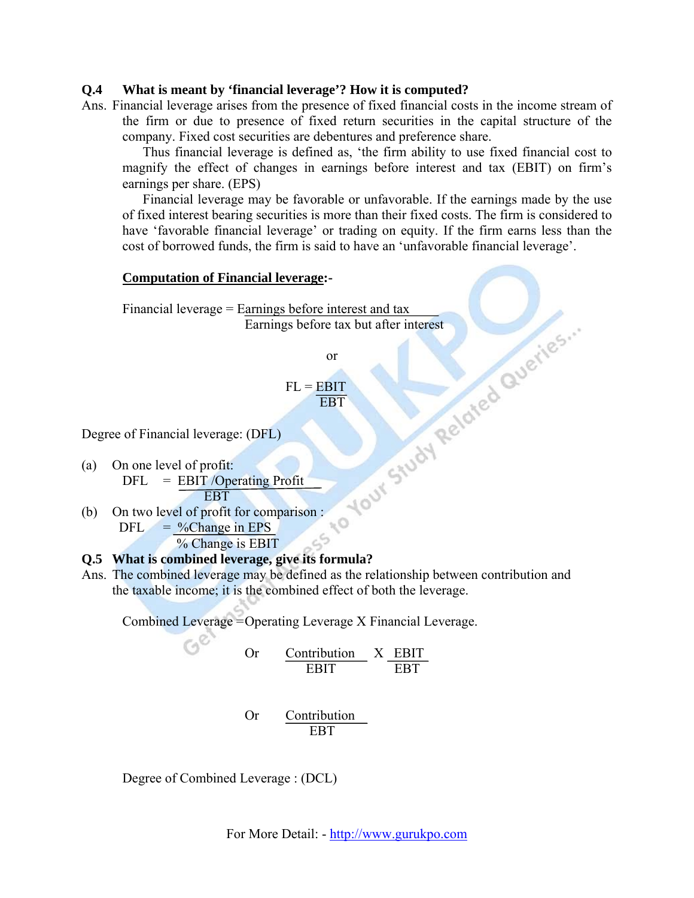**Q.4 What is meant by 'financial leverage'? How it is computed?**

Ans. Financial leverage arises from the presence of fixed financial costs in the income stream of the firm or due to presence of fixed return securities in the capital structure of the company. Fixed cost securities are debentures and preference share.

Thus financial leverage is defined as, 'the firm ability to use fixed financial cost to magnify the effect of changes in earnings before interest and tax (EBIT) on firm's earnings per share. (EPS)

Financial leverage may be favorable or unfavorable. If the earnings made by the use of fixed interest bearing securities is more than their fixed costs. The firm is considered to have 'favorable financial leverage' or trading on equity. If the firm earns less than the cost of borrowed funds, the firm is said to have an 'unfavorable financial leverage'.

**Computation of Financial leverage:-**

$$\text{Financial leverage} = \frac{\text{Earnings before interest and tax}}{\text{Earnings before tax but after interest}}$$

or

$$FL = \frac{EBIT}{EBT}$$

Degree of Financial leverage: (DFL)

(a) On one level of profit:

$$DFL = \frac{\text{EBIT /Operating Profit}}{EBT}$$

(b) On two level of profit for comparison :

$$DFL = \frac{\text{\%Change in EPS}}{\text{\% Change is EBIT}}$$

**Q.5 What is combined leverage, give its formula?**

Ans. The combined leverage may be defined as the relationship between contribution and the taxable income; it is the combined effect of both the leverage.

Combined Leverage =Operating Leverage X Financial Leverage.

$$\text{Or} \quad \frac{\text{Contribution}}{EBIT} \times \frac{EBIT}{EBT}$$

$$\text{Or} \quad \frac{\text{Contribution}}{EBT}$$

Degree of Combined Leverage : (DCL)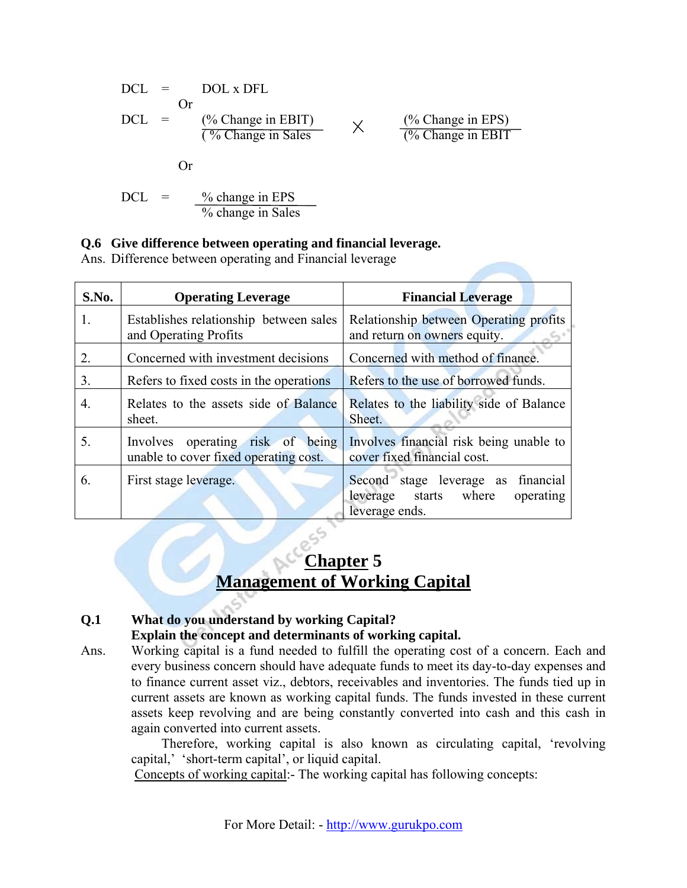$$DCL = DOL \times DFL$$

Or

$$DCL = \frac{(\%\text{ Change in EBIT})}{(\%\text{ Change in Sales})} \times \frac{(\%\text{ Change in EPS})}{(\%\text{ Change in EBIT})}$$

Or

$$DCL = \frac{\%\text{ change in EPS}}{\%\text{ change in Sales}}$$

**Q.6 Give difference between operating and financial leverage.**

Ans. Difference between operating and Financial leverage

| S.No. | Operating Leverage | Financial Leverage |
|---|---|---|
| 1. | Establishes relationship between sales and Operating Profits | Relationship between Operating profits and return on owners equity. |
| 2. | Concerned with investment decisions | Concerned with method of finance. |
| 3. | Refers to fixed costs in the operations | Refers to the use of borrowed funds. |
| 4. | Relates to the assets side of Balance sheet. | Relates to the liability side of Balance Sheet. |
| 5. | Involves operating risk of being unable to cover fixed operating cost. | Involves financial risk being unable to cover fixed financial cost. |
| 6. | First stage leverage. | Second stage leverage as financial leverage starts where operating leverage ends. |

# Chapter 5
## Management of Working Capital

**Q.1 What do you understand by working Capital?**
**Explain the concept and determinants of working capital.**

Ans. Working capital is a fund needed to fulfill the operating cost of a concern. Each and every business concern should have adequate funds to meet its day-to-day expenses and to finance current asset viz., debtors, receivables and inventories. The funds tied up in current assets are known as working capital funds. The funds invested in these current assets keep revolving and are being constantly converted into cash and this cash in again converted into current assets.

Therefore, working capital is also known as circulating capital, 'revolving capital,' 'short-term capital', or liquid capital.

Concepts of working capital:- The working capital has following concepts: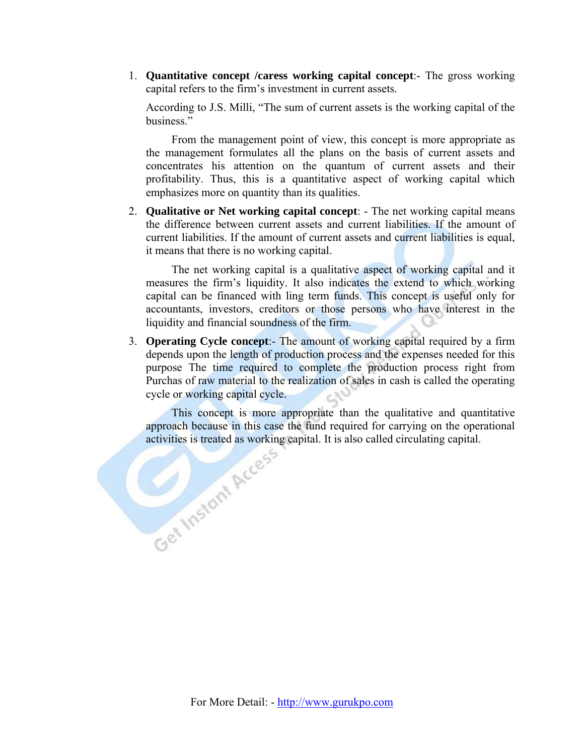1. **Quantitative concept /caress working capital concept**:- The gross working capital refers to the firm's investment in current assets.

   According to J.S. Milli, "The sum of current assets is the working capital of the business."

   From the management point of view, this concept is more appropriate as the management formulates all the plans on the basis of current assets and concentrates his attention on the quantum of current assets and their profitability. Thus, this is a quantitative aspect of working capital which emphasizes more on quantity than its qualities.

2. **Qualitative or Net working capital concept**: - The net working capital means the difference between current assets and current liabilities. If the amount of current liabilities. If the amount of current assets and current liabilities is equal, it means that there is no working capital.

   The net working capital is a qualitative aspect of working capital and it measures the firm's liquidity. It also indicates the extend to which working capital can be financed with ling term funds. This concept is useful only for accountants, investors, creditors or those persons who have interest in the liquidity and financial soundness of the firm.

3. **Operating Cycle concept**:- The amount of working capital required by a firm depends upon the length of production process and the expenses needed for this purpose The time required to complete the production process right from Purchas of raw material to the realization of sales in cash is called the operating cycle or working capital cycle.

   This concept is more appropriate than the qualitative and quantitative approach because in this case the fund required for carrying on the operational activities is treated as working capital. It is also called circulating capital.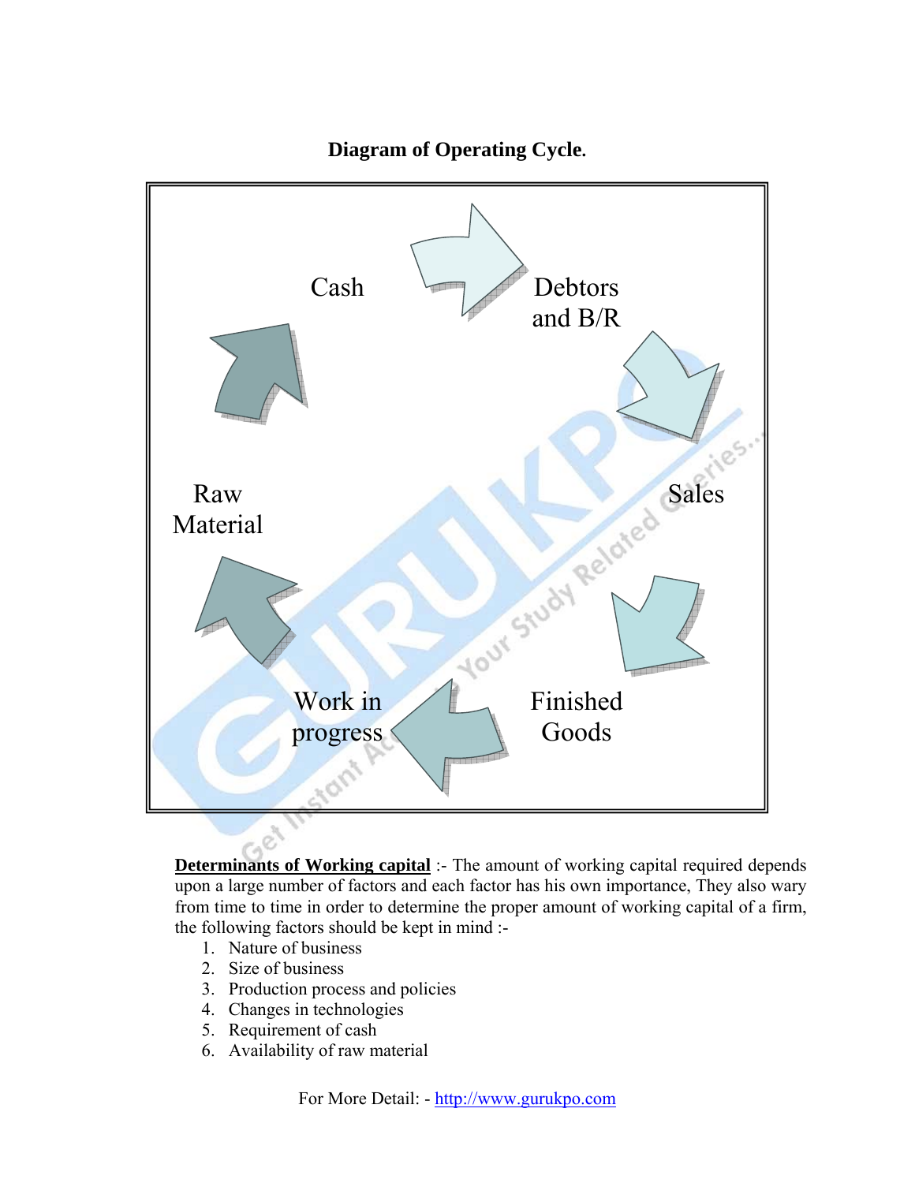**Diagram of Operating Cycle.**

Cash → Debtors and B/R → Sales → Finished Goods → Work in progress → Raw Material → Cash

**Determinants of Working capital** :- The amount of working capital required depends upon a large number of factors and each factor has his own importance, They also wary from time to time in order to determine the proper amount of working capital of a firm, the following factors should be kept in mind :-

1. Nature of business
2. Size of business
3. Production process and policies
4. Changes in technologies
5. Requirement of cash
6. Availability of raw material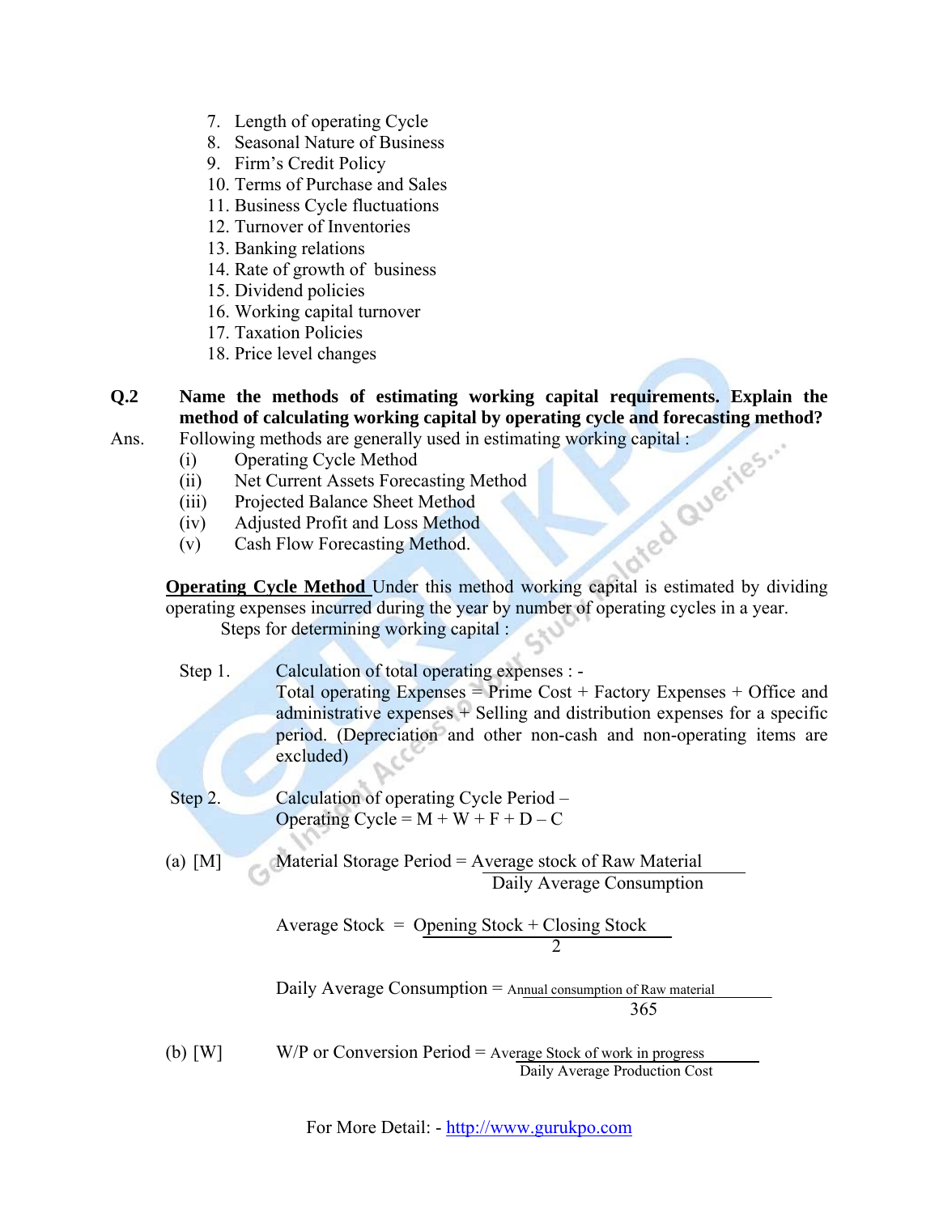7. Length of operating Cycle
8. Seasonal Nature of Business
9. Firm's Credit Policy
10. Terms of Purchase and Sales
11. Business Cycle fluctuations
12. Turnover of Inventories
13. Banking relations
14. Rate of growth of business
15. Dividend policies
16. Working capital turnover
17. Taxation Policies
18. Price level changes

**Q.2 Name the methods of estimating working capital requirements. Explain the method of calculating working capital by operating cycle and forecasting method?**

Ans. Following methods are generally used in estimating working capital :

(i) Operating Cycle Method
(ii) Net Current Assets Forecasting Method
(iii) Projected Balance Sheet Method
(iv) Adjusted Profit and Loss Method
(v) Cash Flow Forecasting Method.

**<u>Operating Cycle Method</u>** Under this method working capital is estimated by dividing operating expenses incurred during the year by number of operating cycles in a year.

Steps for determining working capital :

Step 1. Calculation of total operating expenses : -
Total operating Expenses = Prime Cost + Factory Expenses + Office and administrative expenses + Selling and distribution expenses for a specific period. (Depreciation and other non-cash and non-operating items are excluded)

Step 2. Calculation of operating Cycle Period –
Operating Cycle = M + W + F + D – C

(a) [M] 

$$\text{Material Storage Period} = \frac{\text{Average stock of Raw Material}}{\text{Daily Average Consumption}}$$

$$\text{Average Stock} = \frac{\text{Opening Stock} + \text{Closing Stock}}{2}$$

$$\text{Daily Average Consumption} = \frac{\text{Annual consumption of Raw material}}{365}$$

(b) [W] 

$$\text{W/P or Conversion Period} = \frac{\text{Average Stock of work in progress}}{\text{Daily Average Production Cost}}$$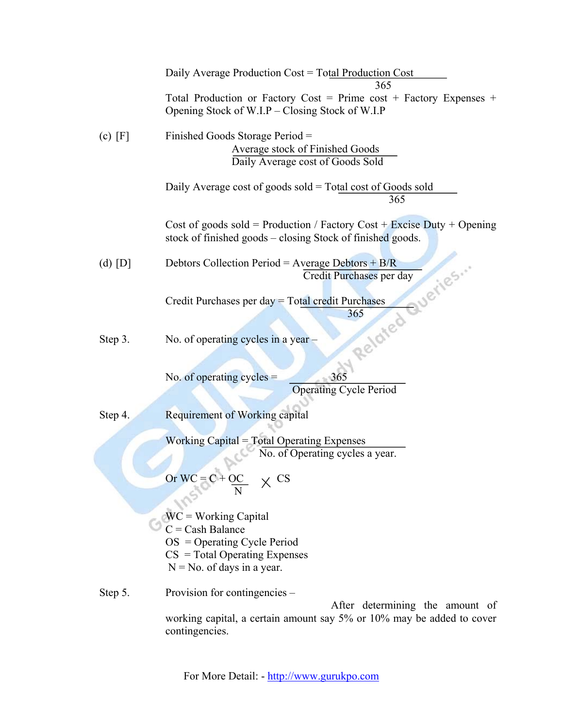$$\text{Daily Average Production Cost} = \frac{\text{Total Production Cost}}{365}$$

Total Production or Factory Cost = Prime cost + Factory Expenses + Opening Stock of W.I.P – Closing Stock of W.I.P

(c) [F] Finished Goods Storage Period =

$$\frac{\text{Average stock of Finished Goods}}{\text{Daily Average cost of Goods Sold}}$$

$$\text{Daily Average cost of goods sold} = \frac{\text{Total cost of Goods sold}}{365}$$

Cost of goods sold = Production / Factory Cost + Excise Duty + Opening stock of finished goods – closing Stock of finished goods.

(d) [D] Debtors Collection Period = 

$$\frac{\text{Average Debtors + B/R}}{\text{Credit Purchases per day}}$$

$$\text{Credit Purchases per day} = \frac{\text{Total credit Purchases}}{365}$$

Step 3. No. of operating cycles in a year –

$$\text{No. of operating cycles} = \frac{365}{\text{Operating Cycle Period}}$$

Step 4. Requirement of Working capital

$$\text{Working Capital} = \frac{\text{Total Operating Expenses}}{\text{No. of Operating cycles a year.}}$$

$$\text{Or WC} = C + \frac{OC}{N} \times CS$$

WC = Working Capital  
C = Cash Balance  
OS = Operating Cycle Period  
CS = Total Operating Expenses  
N = No. of days in a year.

Step 5. Provision for contingencies –

After determining the amount of working capital, a certain amount say 5% or 10% may be added to cover contingencies.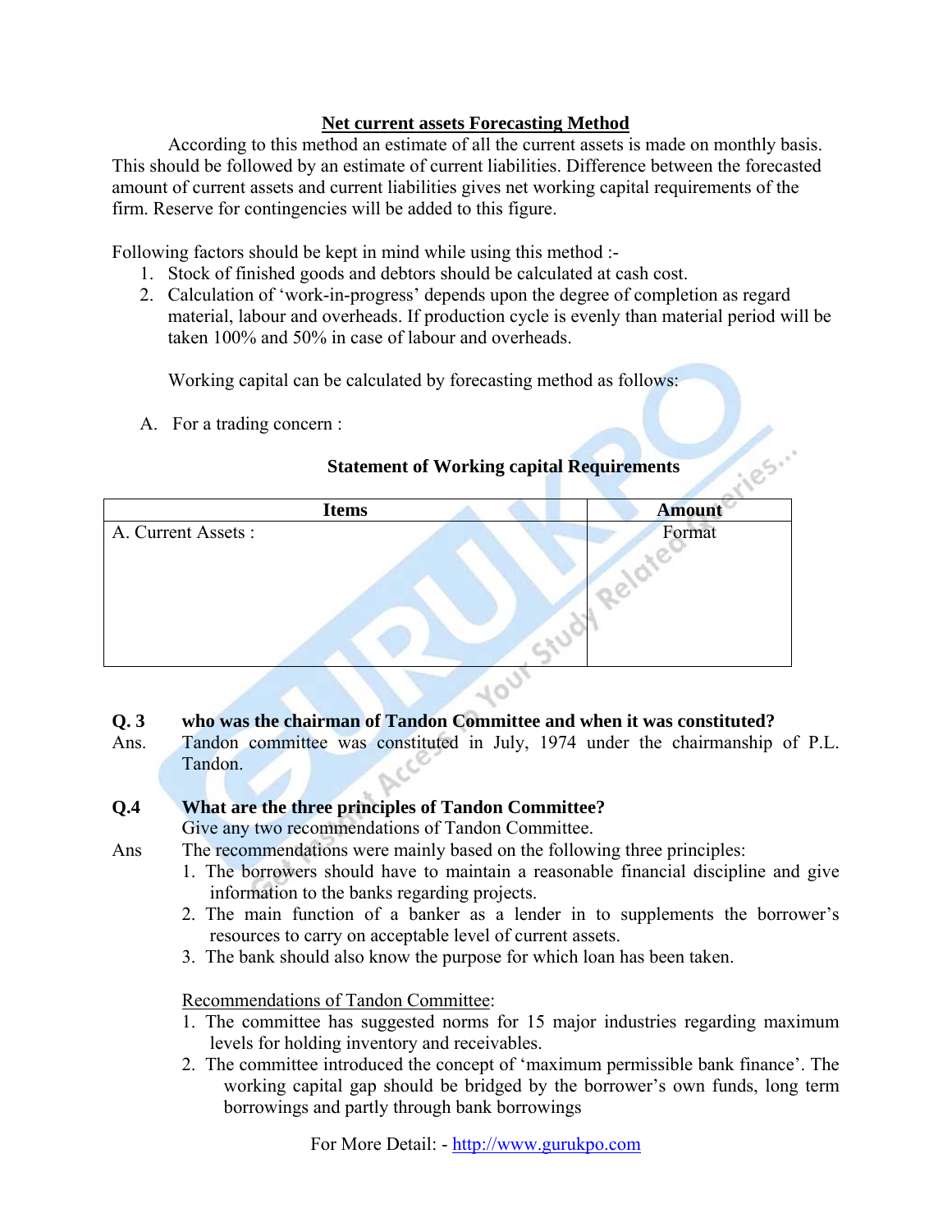## Net current assets Forecasting Method

According to this method an estimate of all the current assets is made on monthly basis. This should be followed by an estimate of current liabilities. Difference between the forecasted amount of current assets and current liabilities gives net working capital requirements of the firm. Reserve for contingencies will be added to this figure.

Following factors should be kept in mind while using this method :-

1. Stock of finished goods and debtors should be calculated at cash cost.
2. Calculation of 'work-in-progress' depends upon the degree of completion as regard material, labour and overheads. If production cycle is evenly than material period will be taken 100% and 50% in case of labour and overheads.

   Working capital can be calculated by forecasting method as follows:

A. For a trading concern :

**Statement of Working capital Requirements**

| Items | Amount |
|---|---|
| A. Current Assets : | Format |

**Q. 3 who was the chairman of Tandon Committee and when it was constituted?**

Ans. Tandon committee was constituted in July, 1974 under the chairmanship of P.L. Tandon.

**Q.4 What are the three principles of Tandon Committee?**

Give any two recommendations of Tandon Committee.

Ans The recommendations were mainly based on the following three principles:

1. The borrowers should have to maintain a reasonable financial discipline and give information to the banks regarding projects.
2. The main function of a banker as a lender in to supplements the borrower's resources to carry on acceptable level of current assets.
3. The bank should also know the purpose for which loan has been taken.

Recommendations of Tandon Committee:

1. The committee has suggested norms for 15 major industries regarding maximum levels for holding inventory and receivables.
2. The committee introduced the concept of 'maximum permissible bank finance'. The working capital gap should be bridged by the borrower's own funds, long term borrowings and partly through bank borrowings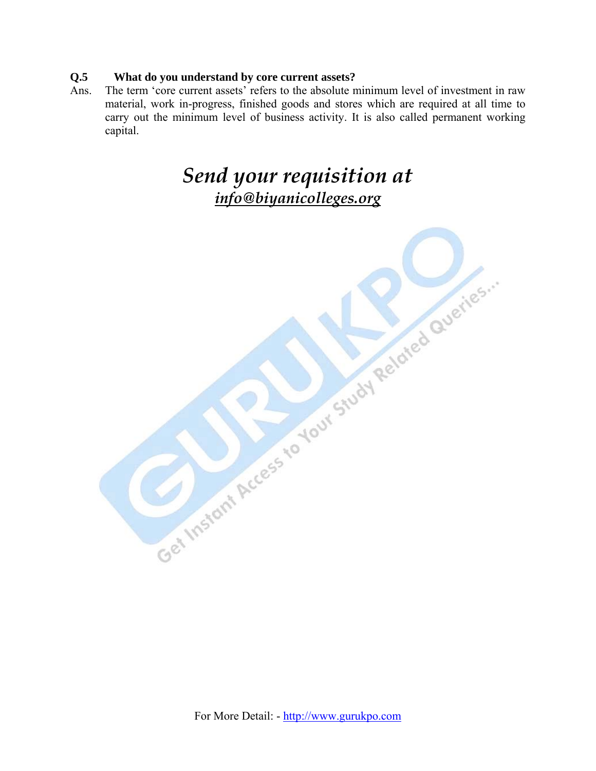**Q.5 What do you understand by core current assets?**

Ans. The term 'core current assets' refers to the absolute minimum level of investment in raw material, work in-progress, finished goods and stores which are required at all time to carry out the minimum level of business activity. It is also called permanent working capital.

***Send your requisition at***

***info@biyanicolleges.org***

For More Detail: - http://www.gurukpo.com